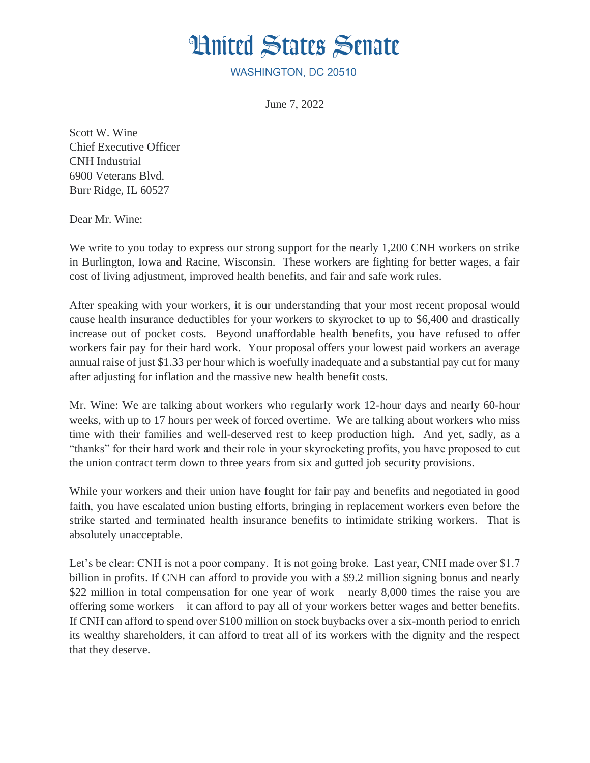# United States Senate

WASHINGTON, DC 20510

June 7, 2022

Scott W. Wine
Chief Executive Officer
CNH Industrial
6900 Veterans Blvd.
Burr Ridge, IL 60527

Dear Mr. Wine:

We write to you today to express our strong support for the nearly 1,200 CNH workers on strike in Burlington, Iowa and Racine, Wisconsin. These workers are fighting for better wages, a fair cost of living adjustment, improved health benefits, and fair and safe work rules.

After speaking with your workers, it is our understanding that your most recent proposal would cause health insurance deductibles for your workers to skyrocket to up to $6,400 and drastically increase out of pocket costs. Beyond unaffordable health benefits, you have refused to offer workers fair pay for their hard work. Your proposal offers your lowest paid workers an average annual raise of just $1.33 per hour which is woefully inadequate and a substantial pay cut for many after adjusting for inflation and the massive new health benefit costs.

Mr. Wine: We are talking about workers who regularly work 12-hour days and nearly 60-hour weeks, with up to 17 hours per week of forced overtime. We are talking about workers who miss time with their families and well-deserved rest to keep production high. And yet, sadly, as a "thanks" for their hard work and their role in your skyrocketing profits, you have proposed to cut the union contract term down to three years from six and gutted job security provisions.

While your workers and their union have fought for fair pay and benefits and negotiated in good faith, you have escalated union busting efforts, bringing in replacement workers even before the strike started and terminated health insurance benefits to intimidate striking workers. That is absolutely unacceptable.

Let's be clear: CNH is not a poor company. It is not going broke. Last year, CNH made over $1.7 billion in profits. If CNH can afford to provide you with a $9.2 million signing bonus and nearly $22 million in total compensation for one year of work – nearly 8,000 times the raise you are offering some workers – it can afford to pay all of your workers better wages and better benefits. If CNH can afford to spend over $100 million on stock buybacks over a six-month period to enrich its wealthy shareholders, it can afford to treat all of its workers with the dignity and the respect that they deserve.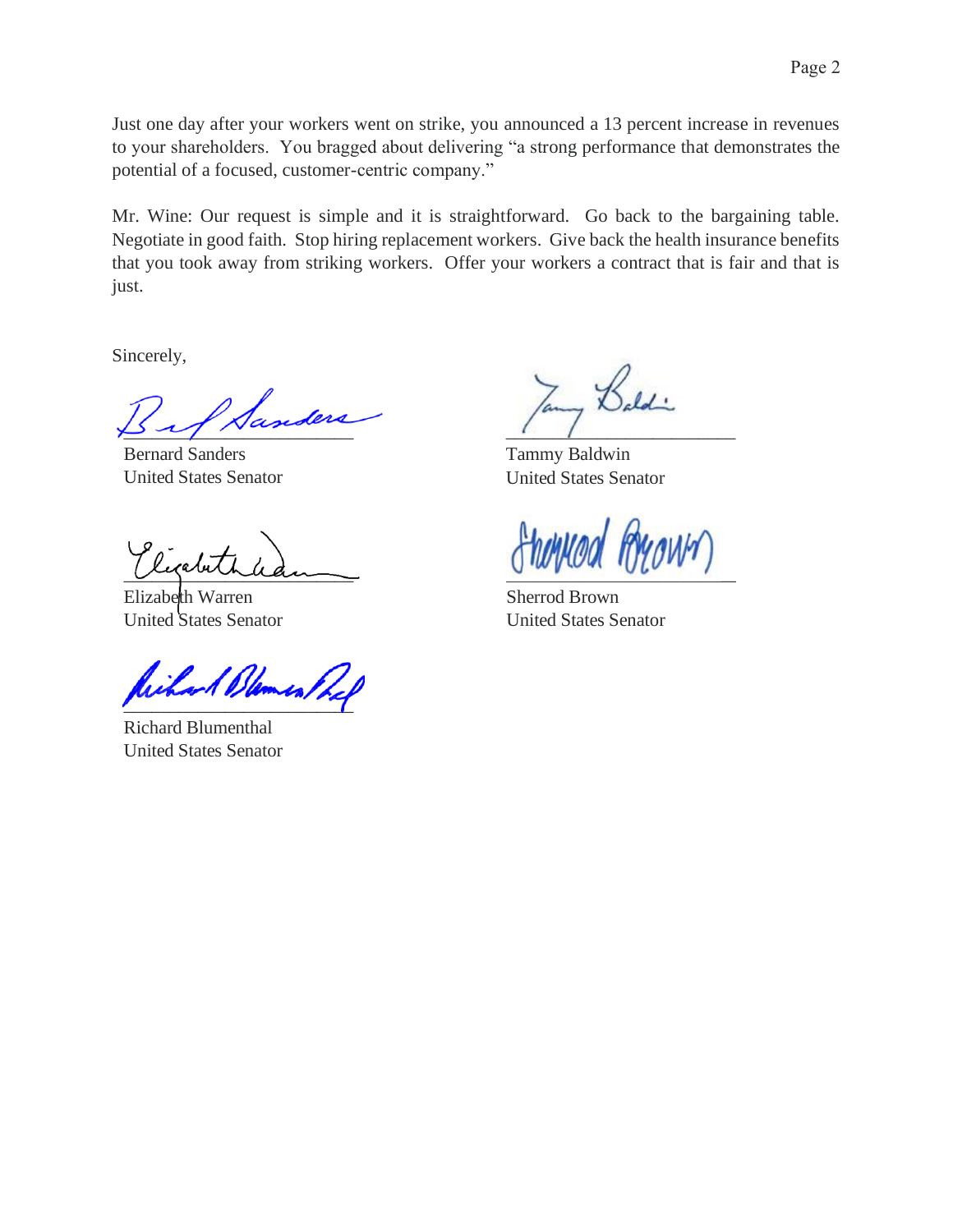Just one day after your workers went on strike, you announced a 13 percent increase in revenues to your shareholders. You bragged about delivering "a strong performance that demonstrates the potential of a focused, customer-centric company."

Mr. Wine: Our request is simple and it is straightforward. Go back to the bargaining table. Negotiate in good faith. Stop hiring replacement workers. Give back the health insurance benefits that you took away from striking workers. Offer your workers a contract that is fair and that is just.

Sincerely,

Bernard Sanders
United States Senator

Tammy Baldwin
United States Senator

Elizabeth Warren
United States Senator

Sherrod Brown
United States Senator

Richard Blumenthal
United States Senator